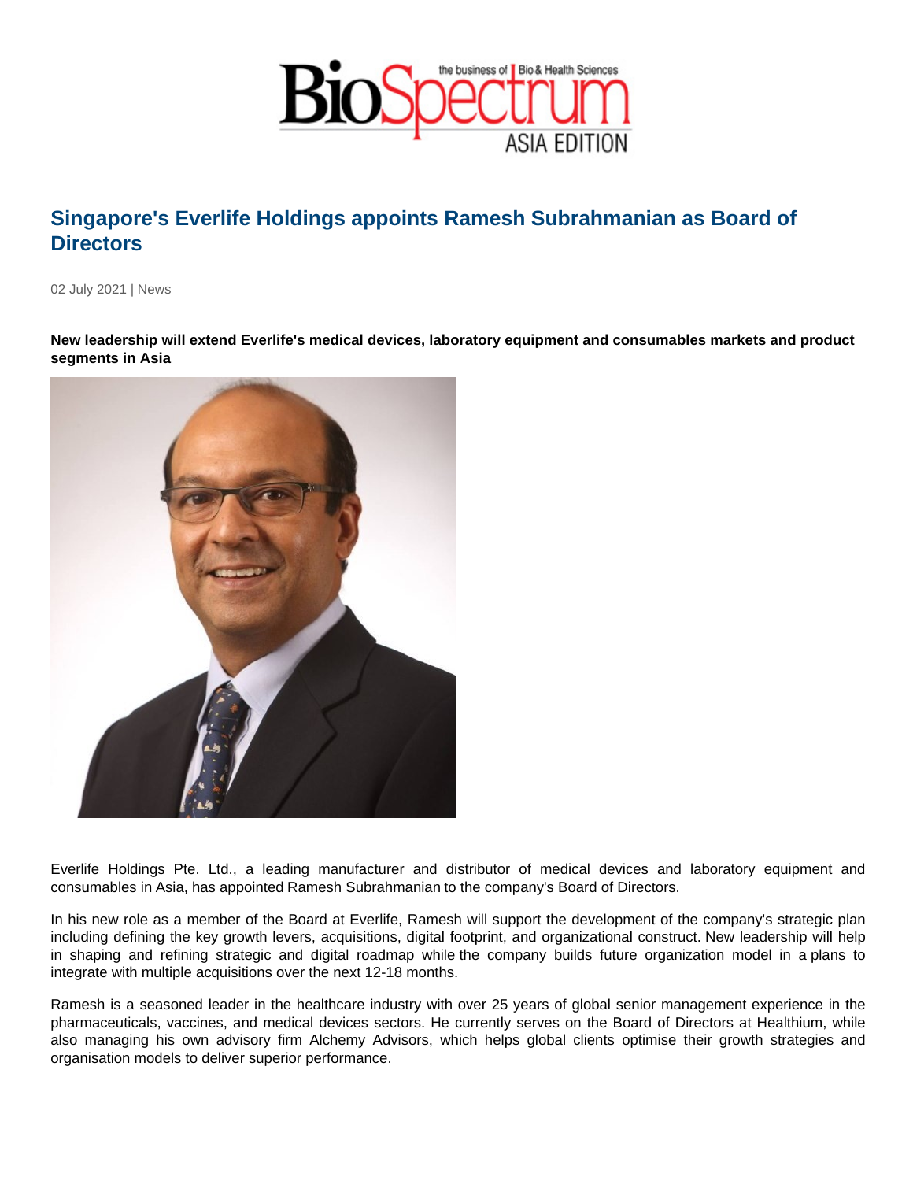# Singapore's Everlife Holdings appoints Ramesh Subrahmanian as Board of Directors

02 July 2021 | News

**New leadership will extend Everlife's medical devices, laboratory equipment and consumables markets and product segments in Asia**

Everlife Holdings Pte. Ltd., a leading manufacturer and distributor of medical devices and laboratory equipment and consumables in Asia, has appointed Ramesh Subrahmanian to the company's Board of Directors.

In his new role as a member of the Board at Everlife, Ramesh will support the development of the company's strategic plan including defining the key growth levers, acquisitions, digital footprint, and organizational construct. New leadership will help in shaping and refining strategic and digital roadmap while the company builds future organization model in a plans to integrate with multiple acquisitions over the next 12-18 months.

Ramesh is a seasoned leader in the healthcare industry with over 25 years of global senior management experience in the pharmaceuticals, vaccines, and medical devices sectors. He currently serves on the Board of Directors at Healthium, while also managing his own advisory firm Alchemy Advisors, which helps global clients optimise their growth strategies and organisation models to deliver superior performance.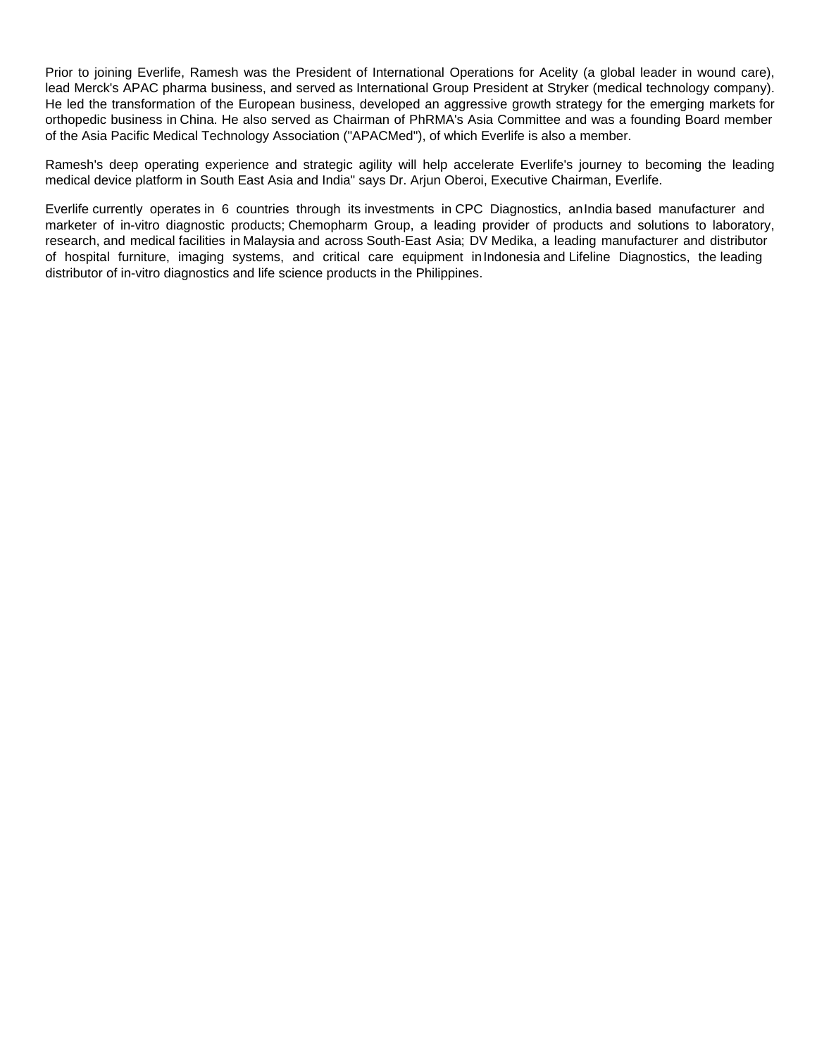Prior to joining Everlife, Ramesh was the President of International Operations for Acelity (a global leader in wound care), lead Merck's APAC pharma business, and served as International Group President at Stryker (medical technology company). He led the transformation of the European business, developed an aggressive growth strategy for the emerging markets for orthopedic business in China. He also served as Chairman of PhRMA's Asia Committee and was a founding Board member of the Asia Pacific Medical Technology Association ("APACMed"), of which Everlife is also a member.

Ramesh's deep operating experience and strategic agility will help accelerate Everlife's journey to becoming the leading medical device platform in South East Asia and India" says Dr. Arjun Oberoi, Executive Chairman, Everlife.

Everlife currently operates in 6 countries through its investments in CPC Diagnostics, an India based manufacturer and marketer of in-vitro diagnostic products; Chemopharm Group, a leading provider of products and solutions to laboratory, research, and medical facilities in Malaysia and across South-East Asia; DV Medika, a leading manufacturer and distributor of hospital furniture, imaging systems, and critical care equipment in Indonesia and Lifeline Diagnostics, the leading distributor of in-vitro diagnostics and life science products in the Philippines.